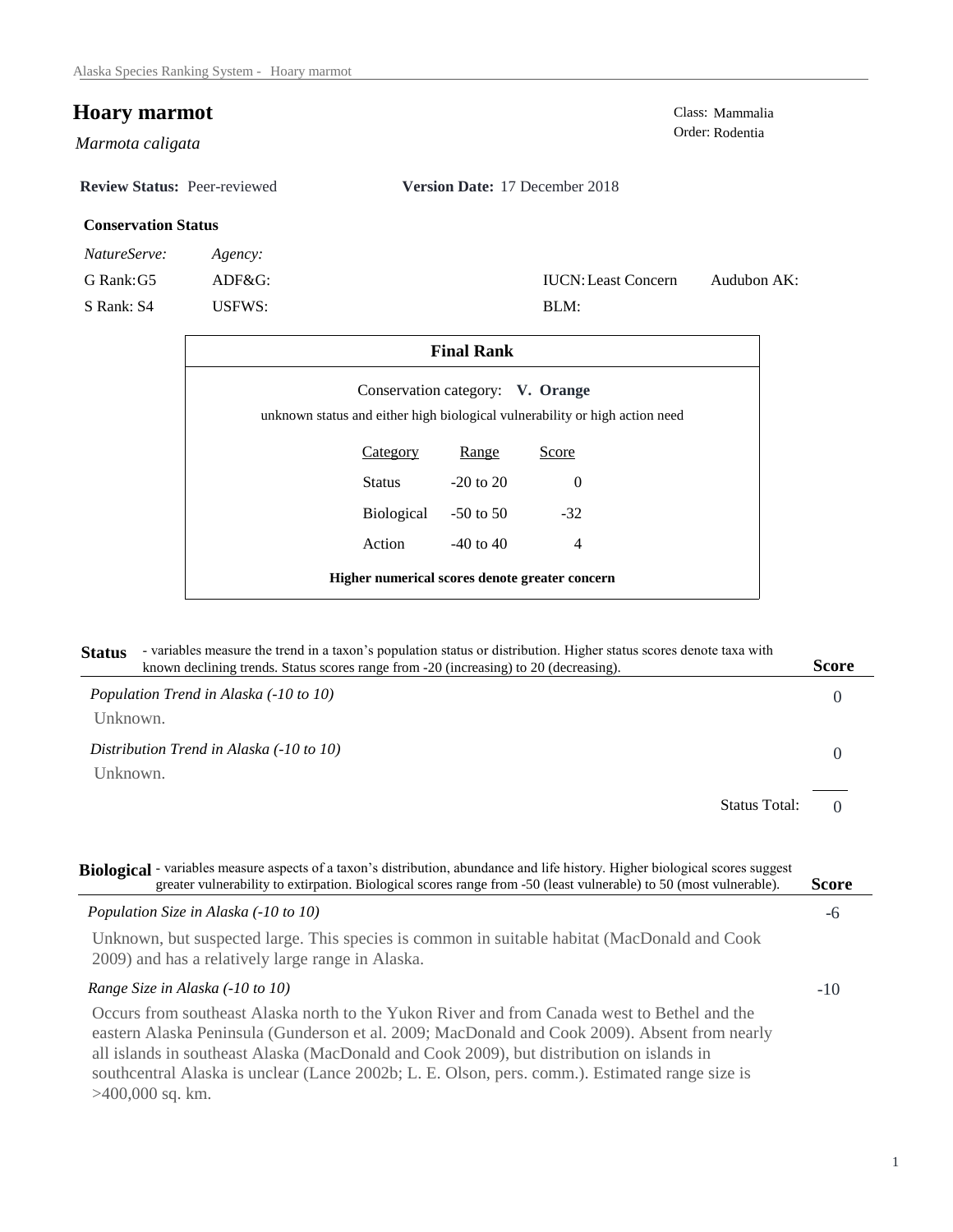# Hoary marmot

*Marmota caligata*

Class: Mammalia
Order: Rodentia

**Review Status:** Peer-reviewed **Version Date:** 17 December 2018

**Conservation Status**

| *NatureServe:* | *Agency:* | | |
|---|---|---|---|
| G Rank: G5 | ADF&G: | IUCN: Least Concern | Audubon AK: |
| S Rank: S4 | USFWS: | BLM: | |

## Final Rank

Conservation category: **V. Orange**

unknown status and either high biological vulnerability or high action need

| Category | Range | Score |
|---|---|---|
| Status | -20 to 20 | 0 |
| Biological | -50 to 50 | -32 |
| Action | -40 to 40 | 4 |

**Higher numerical scores denote greater concern**

## Status

- variables measure the trend in a taxon's population status or distribution. Higher status scores denote taxa with known declining trends. Status scores range from -20 (increasing) to 20 (decreasing).

| | Score |
|---|---|
| *Population Trend in Alaska (-10 to 10)* | 0 |
| Unknown. | |
| *Distribution Trend in Alaska (-10 to 10)* | 0 |
| Unknown. | |
| Status Total: | 0 |

## Biological

- variables measure aspects of a taxon's distribution, abundance and life history. Higher biological scores suggest greater vulnerability to extirpation. Biological scores range from -50 (least vulnerable) to 50 (most vulnerable).

*Population Size in Alaska (-10 to 10)* — Score: -6

Unknown, but suspected large. This species is common in suitable habitat (MacDonald and Cook 2009) and has a relatively large range in Alaska.

*Range Size in Alaska (-10 to 10)* — Score: -10

Occurs from southeast Alaska north to the Yukon River and from Canada west to Bethel and the eastern Alaska Peninsula (Gunderson et al. 2009; MacDonald and Cook 2009). Absent from nearly all islands in southeast Alaska (MacDonald and Cook 2009), but distribution on islands in southcentral Alaska is unclear (Lance 2002b; L. E. Olson, pers. comm.). Estimated range size is >400,000 sq. km.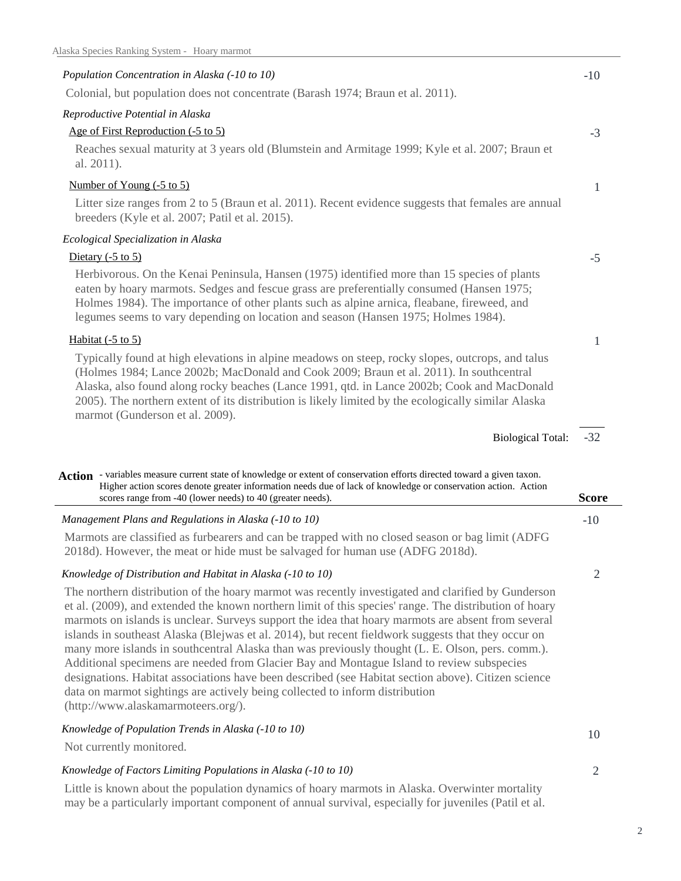*Population Concentration in Alaska (-10 to 10)* — **-10**

Colonial, but population does not concentrate (Barash 1974; Braun et al. 2011).

*Reproductive Potential in Alaska*

Age of First Reproduction (-5 to 5) — **-3**

Reaches sexual maturity at 3 years old (Blumstein and Armitage 1999; Kyle et al. 2007; Braun et al. 2011).

Number of Young (-5 to 5) — **1**

Litter size ranges from 2 to 5 (Braun et al. 2011). Recent evidence suggests that females are annual breeders (Kyle et al. 2007; Patil et al. 2015).

*Ecological Specialization in Alaska*

Dietary (-5 to 5) — **-5**

Herbivorous. On the Kenai Peninsula, Hansen (1975) identified more than 15 species of plants eaten by hoary marmots. Sedges and fescue grass are preferentially consumed (Hansen 1975; Holmes 1984). The importance of other plants such as alpine arnica, fleabane, fireweed, and legumes seems to vary depending on location and season (Hansen 1975; Holmes 1984).

Habitat (-5 to 5) — **1**

Typically found at high elevations in alpine meadows on steep, rocky slopes, outcrops, and talus (Holmes 1984; Lance 2002b; MacDonald and Cook 2009; Braun et al. 2011). In southcentral Alaska, also found along rocky beaches (Lance 1991, qtd. in Lance 2002b; Cook and MacDonald 2005). The northern extent of its distribution is likely limited by the ecologically similar Alaska marmot (Gunderson et al. 2009).

Biological Total: **-32**

**Action** - variables measure current state of knowledge or extent of conservation efforts directed toward a given taxon. Higher action scores denote greater information needs due of lack of knowledge or conservation action. Action scores range from -40 (lower needs) to 40 (greater needs). — **Score**

*Management Plans and Regulations in Alaska (-10 to 10)* — **-10**

Marmots are classified as furbearers and can be trapped with no closed season or bag limit (ADFG 2018d). However, the meat or hide must be salvaged for human use (ADFG 2018d).

*Knowledge of Distribution and Habitat in Alaska (-10 to 10)* — **2**

The northern distribution of the hoary marmot was recently investigated and clarified by Gunderson et al. (2009), and extended the known northern limit of this species' range. The distribution of hoary marmots on islands is unclear. Surveys support the idea that hoary marmots are absent from several islands in southeast Alaska (Blejwas et al. 2014), but recent fieldwork suggests that they occur on many more islands in southcentral Alaska than was previously thought (L. E. Olson, pers. comm.). Additional specimens are needed from Glacier Bay and Montague Island to review subspecies designations. Habitat associations have been described (see Habitat section above). Citizen science data on marmot sightings are actively being collected to inform distribution (http://www.alaskamarmoteers.org/).

*Knowledge of Population Trends in Alaska (-10 to 10)* — **10**

Not currently monitored.

*Knowledge of Factors Limiting Populations in Alaska (-10 to 10)* — **2**

Little is known about the population dynamics of hoary marmots in Alaska. Overwinter mortality may be a particularly important component of annual survival, especially for juveniles (Patil et al.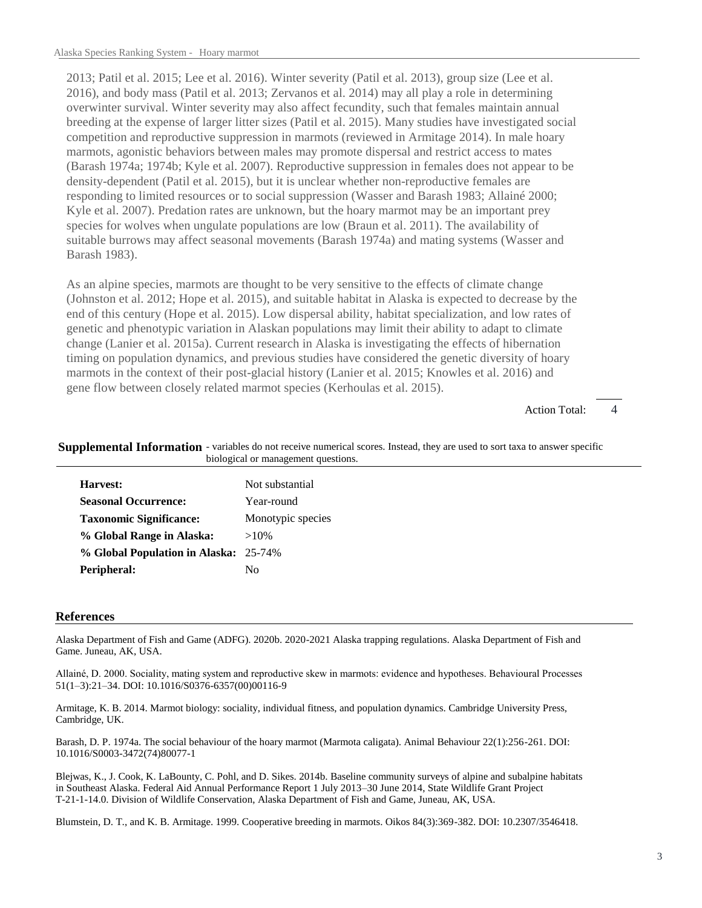2013; Patil et al. 2015; Lee et al. 2016). Winter severity (Patil et al. 2013), group size (Lee et al. 2016), and body mass (Patil et al. 2013; Zervanos et al. 2014) may all play a role in determining overwinter survival. Winter severity may also affect fecundity, such that females maintain annual breeding at the expense of larger litter sizes (Patil et al. 2015). Many studies have investigated social competition and reproductive suppression in marmots (reviewed in Armitage 2014). In male hoary marmots, agonistic behaviors between males may promote dispersal and restrict access to mates (Barash 1974a; 1974b; Kyle et al. 2007). Reproductive suppression in females does not appear to be density-dependent (Patil et al. 2015), but it is unclear whether non-reproductive females are responding to limited resources or to social suppression (Wasser and Barash 1983; Allainé 2000; Kyle et al. 2007). Predation rates are unknown, but the hoary marmot may be an important prey species for wolves when ungulate populations are low (Braun et al. 2011). The availability of suitable burrows may affect seasonal movements (Barash 1974a) and mating systems (Wasser and Barash 1983).

As an alpine species, marmots are thought to be very sensitive to the effects of climate change (Johnston et al. 2012; Hope et al. 2015), and suitable habitat in Alaska is expected to decrease by the end of this century (Hope et al. 2015). Low dispersal ability, habitat specialization, and low rates of genetic and phenotypic variation in Alaskan populations may limit their ability to adapt to climate change (Lanier et al. 2015a). Current research in Alaska is investigating the effects of hibernation timing on population dynamics, and previous studies have considered the genetic diversity of hoary marmots in the context of their post-glacial history (Lanier et al. 2015; Knowles et al. 2016) and gene flow between closely related marmot species (Kerhoulas et al. 2015).

Action Total: 4

## Supplemental Information

- variables do not receive numerical scores. Instead, they are used to sort taxa to answer specific biological or management questions.

| | |
|---|---|
| **Harvest:** | Not substantial |
| **Seasonal Occurrence:** | Year-round |
| **Taxonomic Significance:** | Monotypic species |
| **% Global Range in Alaska:** | >10% |
| **% Global Population in Alaska:** | 25-74% |
| **Peripheral:** | No |

## References

Alaska Department of Fish and Game (ADFG). 2020b. 2020-2021 Alaska trapping regulations. Alaska Department of Fish and Game. Juneau, AK, USA.

Allainé, D. 2000. Sociality, mating system and reproductive skew in marmots: evidence and hypotheses. Behavioural Processes 51(1–3):21–34. DOI: 10.1016/S0376-6357(00)00116-9

Armitage, K. B. 2014. Marmot biology: sociality, individual fitness, and population dynamics. Cambridge University Press, Cambridge, UK.

Barash, D. P. 1974a. The social behaviour of the hoary marmot (Marmota caligata). Animal Behaviour 22(1):256-261. DOI: 10.1016/S0003-3472(74)80077-1

Blejwas, K., J. Cook, K. LaBounty, C. Pohl, and D. Sikes. 2014b. Baseline community surveys of alpine and subalpine habitats in Southeast Alaska. Federal Aid Annual Performance Report 1 July 2013–30 June 2014, State Wildlife Grant Project T-21-1-14.0. Division of Wildlife Conservation, Alaska Department of Fish and Game, Juneau, AK, USA.

Blumstein, D. T., and K. B. Armitage. 1999. Cooperative breeding in marmots. Oikos 84(3):369-382. DOI: 10.2307/3546418.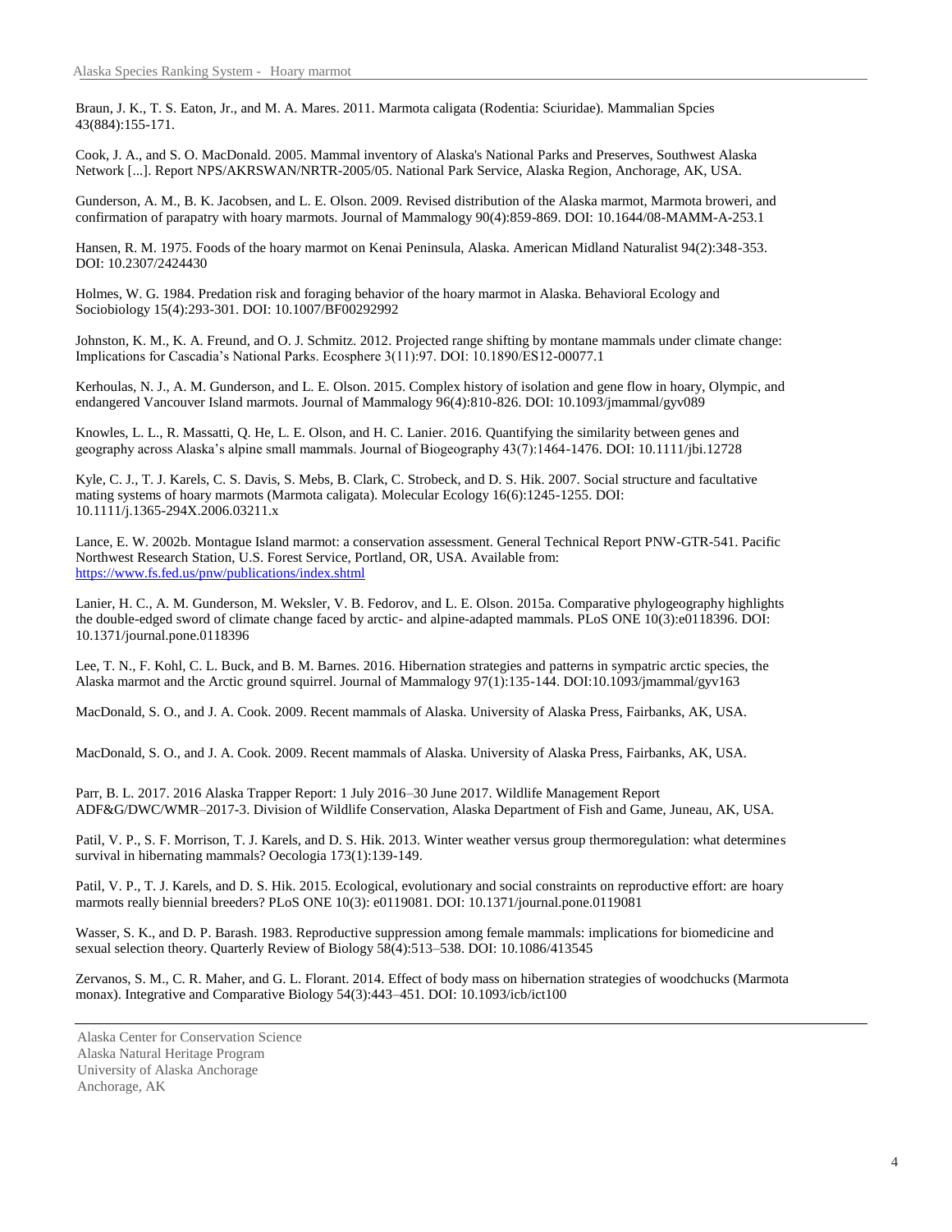Braun, J. K., T. S. Eaton, Jr., and M. A. Mares. 2011. Marmota caligata (Rodentia: Sciuridae). Mammalian Spcies 43(884):155-171.

Cook, J. A., and S. O. MacDonald. 2005. Mammal inventory of Alaska's National Parks and Preserves, Southwest Alaska Network [...]. Report NPS/AKRSWAN/NRTR-2005/05. National Park Service, Alaska Region, Anchorage, AK, USA.

Gunderson, A. M., B. K. Jacobsen, and L. E. Olson. 2009. Revised distribution of the Alaska marmot, Marmota broweri, and confirmation of parapatry with hoary marmots. Journal of Mammalogy 90(4):859-869. DOI: 10.1644/08-MAMM-A-253.1

Hansen, R. M. 1975. Foods of the hoary marmot on Kenai Peninsula, Alaska. American Midland Naturalist 94(2):348-353. DOI: 10.2307/2424430

Holmes, W. G. 1984. Predation risk and foraging behavior of the hoary marmot in Alaska. Behavioral Ecology and Sociobiology 15(4):293-301. DOI: 10.1007/BF00292992

Johnston, K. M., K. A. Freund, and O. J. Schmitz. 2012. Projected range shifting by montane mammals under climate change: Implications for Cascadia's National Parks. Ecosphere 3(11):97. DOI: 10.1890/ES12-00077.1

Kerhoulas, N. J., A. M. Gunderson, and L. E. Olson. 2015. Complex history of isolation and gene flow in hoary, Olympic, and endangered Vancouver Island marmots. Journal of Mammalogy 96(4):810-826. DOI: 10.1093/jmammal/gyv089

Knowles, L. L., R. Massatti, Q. He, L. E. Olson, and H. C. Lanier. 2016. Quantifying the similarity between genes and geography across Alaska's alpine small mammals. Journal of Biogeography 43(7):1464-1476. DOI: 10.1111/jbi.12728

Kyle, C. J., T. J. Karels, C. S. Davis, S. Mebs, B. Clark, C. Strobeck, and D. S. Hik. 2007. Social structure and facultative mating systems of hoary marmots (Marmota caligata). Molecular Ecology 16(6):1245-1255. DOI: 10.1111/j.1365-294X.2006.03211.x

Lance, E. W. 2002b. Montague Island marmot: a conservation assessment. General Technical Report PNW-GTR-541. Pacific Northwest Research Station, U.S. Forest Service, Portland, OR, USA. Available from: https://www.fs.fed.us/pnw/publications/index.shtml

Lanier, H. C., A. M. Gunderson, M. Weksler, V. B. Fedorov, and L. E. Olson. 2015a. Comparative phylogeography highlights the double-edged sword of climate change faced by arctic- and alpine-adapted mammals. PLoS ONE 10(3):e0118396. DOI: 10.1371/journal.pone.0118396

Lee, T. N., F. Kohl, C. L. Buck, and B. M. Barnes. 2016. Hibernation strategies and patterns in sympatric arctic species, the Alaska marmot and the Arctic ground squirrel. Journal of Mammalogy 97(1):135-144. DOI:10.1093/jmammal/gyv163

MacDonald, S. O., and J. A. Cook. 2009. Recent mammals of Alaska. University of Alaska Press, Fairbanks, AK, USA.

MacDonald, S. O., and J. A. Cook. 2009. Recent mammals of Alaska. University of Alaska Press, Fairbanks, AK, USA.

Parr, B. L. 2017. 2016 Alaska Trapper Report: 1 July 2016–30 June 2017. Wildlife Management Report ADF&G/DWC/WMR–2017-3. Division of Wildlife Conservation, Alaska Department of Fish and Game, Juneau, AK, USA.

Patil, V. P., S. F. Morrison, T. J. Karels, and D. S. Hik. 2013. Winter weather versus group thermoregulation: what determines survival in hibernating mammals? Oecologia 173(1):139-149.

Patil, V. P., T. J. Karels, and D. S. Hik. 2015. Ecological, evolutionary and social constraints on reproductive effort: are hoary marmots really biennial breeders? PLoS ONE 10(3): e0119081. DOI: 10.1371/journal.pone.0119081

Wasser, S. K., and D. P. Barash. 1983. Reproductive suppression among female mammals: implications for biomedicine and sexual selection theory. Quarterly Review of Biology 58(4):513–538. DOI: 10.1086/413545

Zervanos, S. M., C. R. Maher, and G. L. Florant. 2014. Effect of body mass on hibernation strategies of woodchucks (Marmota monax). Integrative and Comparative Biology 54(3):443–451. DOI: 10.1093/icb/ict100